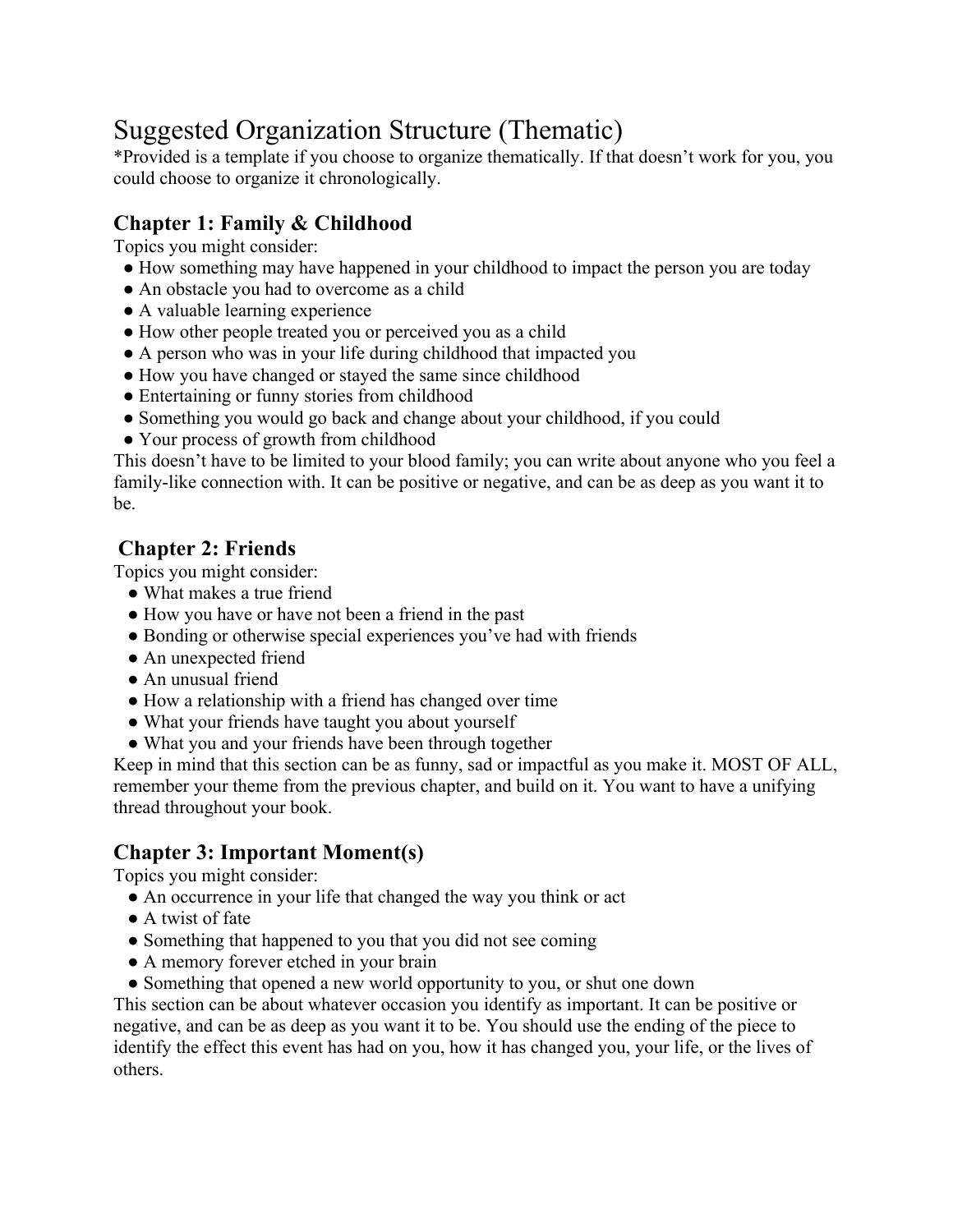# Suggested Organization Structure (Thematic)

*Provided is a template if you choose to organize thematically. If that doesn't work for you, you could choose to organize it chronologically.

## Chapter 1: Family & Childhood

Topics you might consider:

- How something may have happened in your childhood to impact the person you are today
- An obstacle you had to overcome as a child
- A valuable learning experience
- How other people treated you or perceived you as a child
- A person who was in your life during childhood that impacted you
- How you have changed or stayed the same since childhood
- Entertaining or funny stories from childhood
- Something you would go back and change about your childhood, if you could
- Your process of growth from childhood

This doesn't have to be limited to your blood family; you can write about anyone who you feel a family-like connection with. It can be positive or negative, and can be as deep as you want it to be.

## Chapter 2: Friends

Topics you might consider:

- What makes a true friend
- How you have or have not been a friend in the past
- Bonding or otherwise special experiences you've had with friends
- An unexpected friend
- An unusual friend
- How a relationship with a friend has changed over time
- What your friends have taught you about yourself
- What you and your friends have been through together

Keep in mind that this section can be as funny, sad or impactful as you make it. MOST OF ALL, remember your theme from the previous chapter, and build on it. You want to have a unifying thread throughout your book.

## Chapter 3: Important Moment(s)

Topics you might consider:

- An occurrence in your life that changed the way you think or act
- A twist of fate
- Something that happened to you that you did not see coming
- A memory forever etched in your brain
- Something that opened a new world opportunity to you, or shut one down

This section can be about whatever occasion you identify as important. It can be positive or negative, and can be as deep as you want it to be. You should use the ending of the piece to identify the effect this event has had on you, how it has changed you, your life, or the lives of others.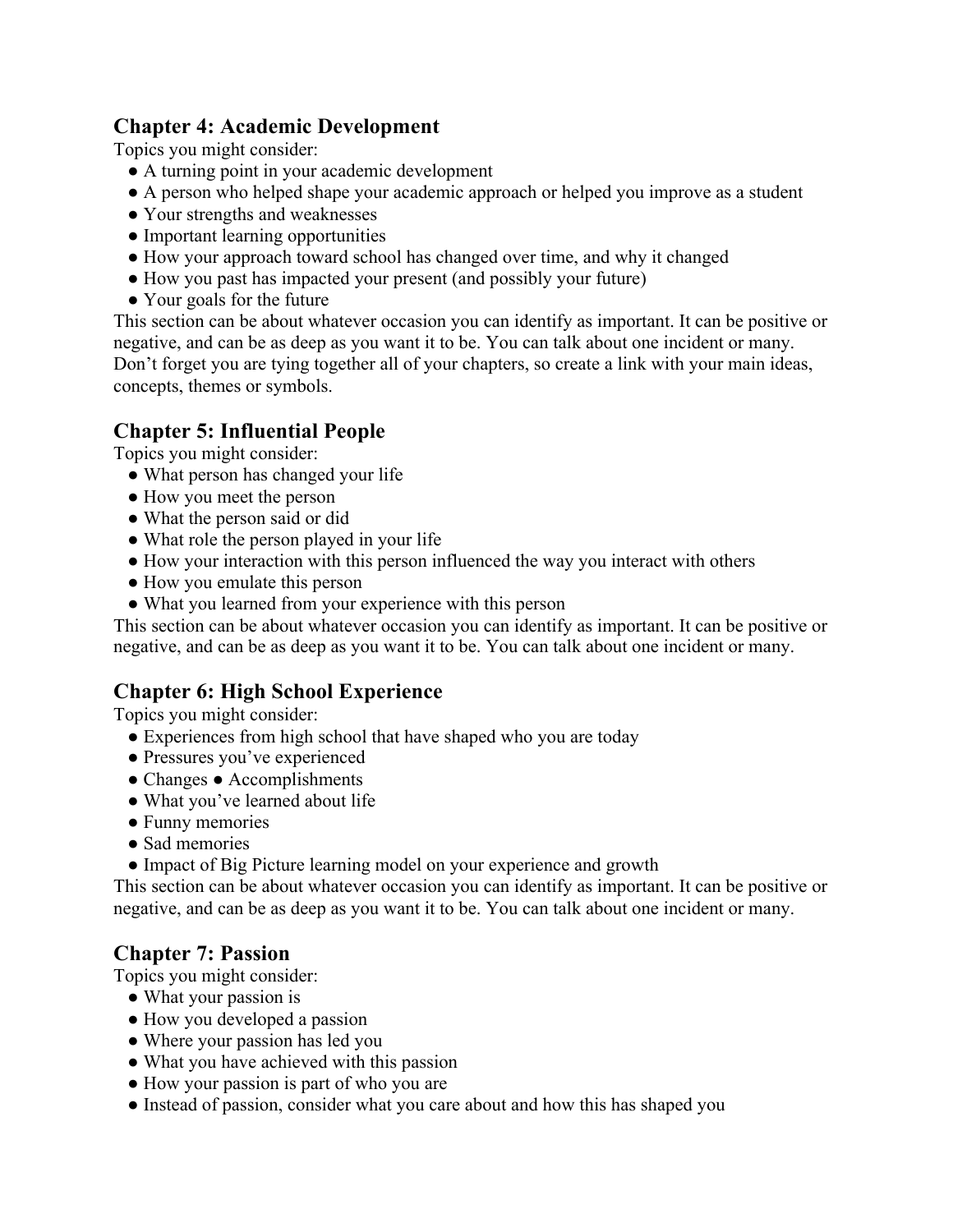## Chapter 4: Academic Development

Topics you might consider:

- A turning point in your academic development
- A person who helped shape your academic approach or helped you improve as a student
- Your strengths and weaknesses
- Important learning opportunities
- How your approach toward school has changed over time, and why it changed
- How you past has impacted your present (and possibly your future)
- Your goals for the future

This section can be about whatever occasion you can identify as important. It can be positive or negative, and can be as deep as you want it to be. You can talk about one incident or many. Don't forget you are tying together all of your chapters, so create a link with your main ideas, concepts, themes or symbols.

## Chapter 5: Influential People

Topics you might consider:

- What person has changed your life
- How you meet the person
- What the person said or did
- What role the person played in your life
- How your interaction with this person influenced the way you interact with others
- How you emulate this person
- What you learned from your experience with this person

This section can be about whatever occasion you can identify as important. It can be positive or negative, and can be as deep as you want it to be. You can talk about one incident or many.

## Chapter 6: High School Experience

Topics you might consider:

- Experiences from high school that have shaped who you are today
- Pressures you've experienced
- Changes ● Accomplishments
- What you've learned about life
- Funny memories
- Sad memories
- Impact of Big Picture learning model on your experience and growth

This section can be about whatever occasion you can identify as important. It can be positive or negative, and can be as deep as you want it to be. You can talk about one incident or many.

## Chapter 7: Passion

Topics you might consider:

- What your passion is
- How you developed a passion
- Where your passion has led you
- What you have achieved with this passion
- How your passion is part of who you are
- Instead of passion, consider what you care about and how this has shaped you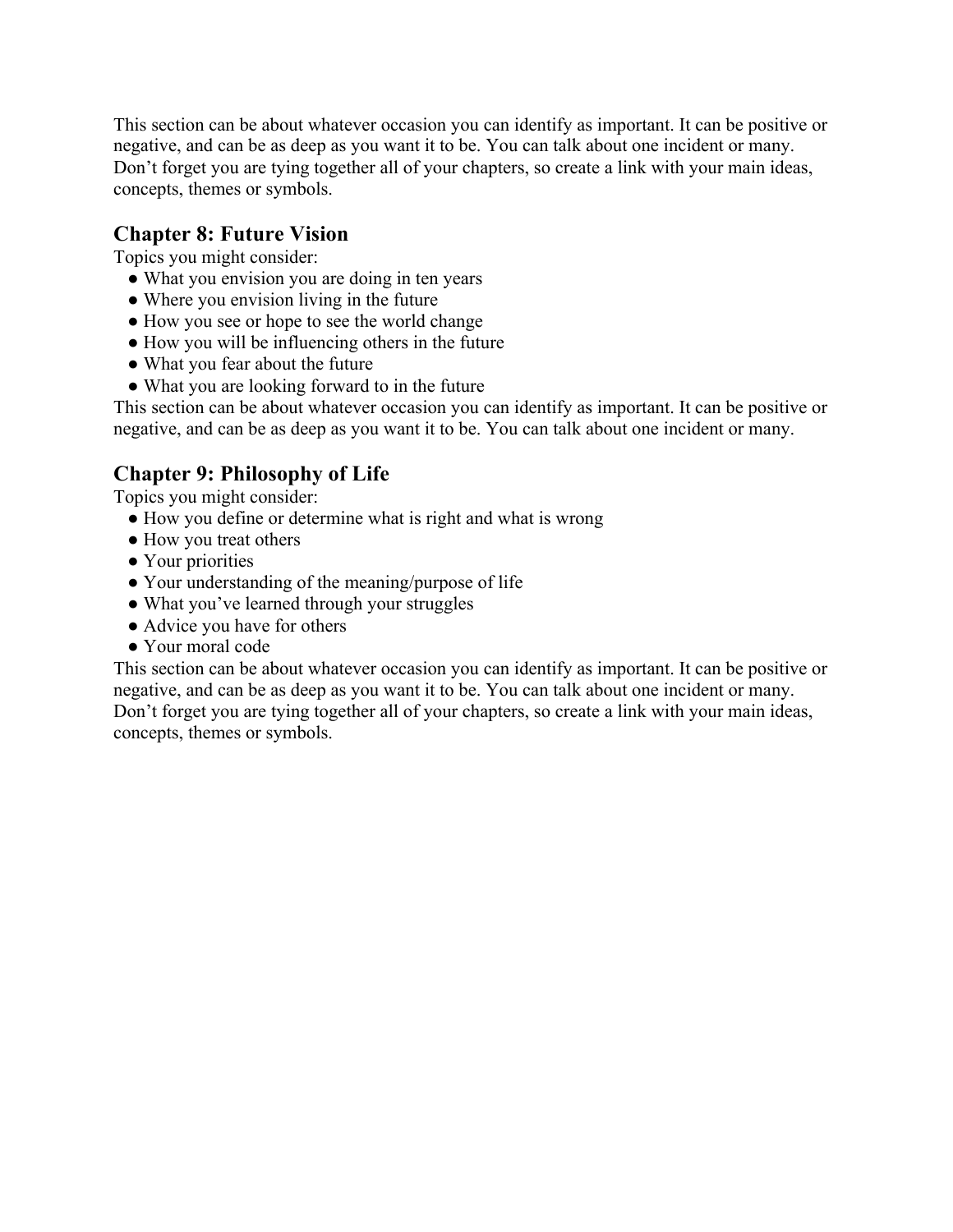This section can be about whatever occasion you can identify as important. It can be positive or negative, and can be as deep as you want it to be. You can talk about one incident or many. Don't forget you are tying together all of your chapters, so create a link with your main ideas, concepts, themes or symbols.

## Chapter 8: Future Vision

Topics you might consider:

- What you envision you are doing in ten years
- Where you envision living in the future
- How you see or hope to see the world change
- How you will be influencing others in the future
- What you fear about the future
- What you are looking forward to in the future

This section can be about whatever occasion you can identify as important. It can be positive or negative, and can be as deep as you want it to be. You can talk about one incident or many.

## Chapter 9: Philosophy of Life

Topics you might consider:

- How you define or determine what is right and what is wrong
- How you treat others
- Your priorities
- Your understanding of the meaning/purpose of life
- What you've learned through your struggles
- Advice you have for others
- Your moral code

This section can be about whatever occasion you can identify as important. It can be positive or negative, and can be as deep as you want it to be. You can talk about one incident or many. Don't forget you are tying together all of your chapters, so create a link with your main ideas, concepts, themes or symbols.